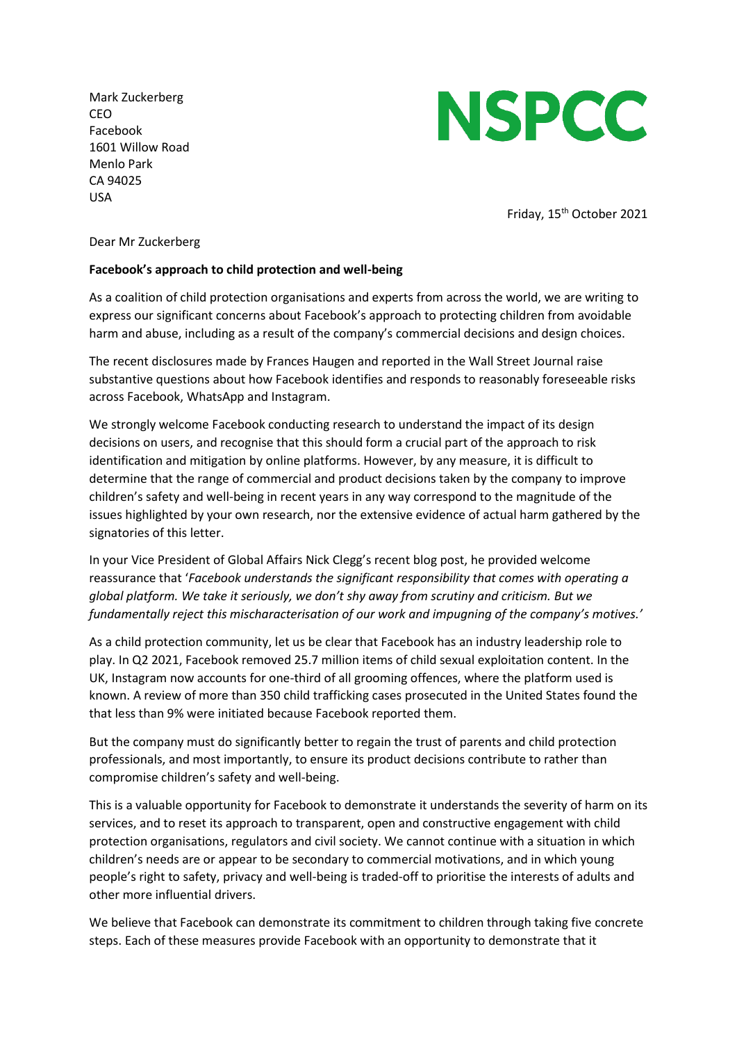Mark Zuckerberg
CEO
Facebook
1601 Willow Road
Menlo Park
CA 94025
USA

NSPCC

Friday, 15th October 2021

Dear Mr Zuckerberg

**Facebook's approach to child protection and well-being**

As a coalition of child protection organisations and experts from across the world, we are writing to express our significant concerns about Facebook's approach to protecting children from avoidable harm and abuse, including as a result of the company's commercial decisions and design choices.

The recent disclosures made by Frances Haugen and reported in the Wall Street Journal raise substantive questions about how Facebook identifies and responds to reasonably foreseeable risks across Facebook, WhatsApp and Instagram.

We strongly welcome Facebook conducting research to understand the impact of its design decisions on users, and recognise that this should form a crucial part of the approach to risk identification and mitigation by online platforms. However, by any measure, it is difficult to determine that the range of commercial and product decisions taken by the company to improve children's safety and well-being in recent years in any way correspond to the magnitude of the issues highlighted by your own research, nor the extensive evidence of actual harm gathered by the signatories of this letter.

In your Vice President of Global Affairs Nick Clegg's recent blog post, he provided welcome reassurance that '*Facebook understands the significant responsibility that comes with operating a global platform. We take it seriously, we don't shy away from scrutiny and criticism. But we fundamentally reject this mischaracterisation of our work and impugning of the company's motives.'*

As a child protection community, let us be clear that Facebook has an industry leadership role to play. In Q2 2021, Facebook removed 25.7 million items of child sexual exploitation content. In the UK, Instagram now accounts for one-third of all grooming offences, where the platform used is known. A review of more than 350 child trafficking cases prosecuted in the United States found the that less than 9% were initiated because Facebook reported them.

But the company must do significantly better to regain the trust of parents and child protection professionals, and most importantly, to ensure its product decisions contribute to rather than compromise children's safety and well-being.

This is a valuable opportunity for Facebook to demonstrate it understands the severity of harm on its services, and to reset its approach to transparent, open and constructive engagement with child protection organisations, regulators and civil society. We cannot continue with a situation in which children's needs are or appear to be secondary to commercial motivations, and in which young people's right to safety, privacy and well-being is traded-off to prioritise the interests of adults and other more influential drivers.

We believe that Facebook can demonstrate its commitment to children through taking five concrete steps. Each of these measures provide Facebook with an opportunity to demonstrate that it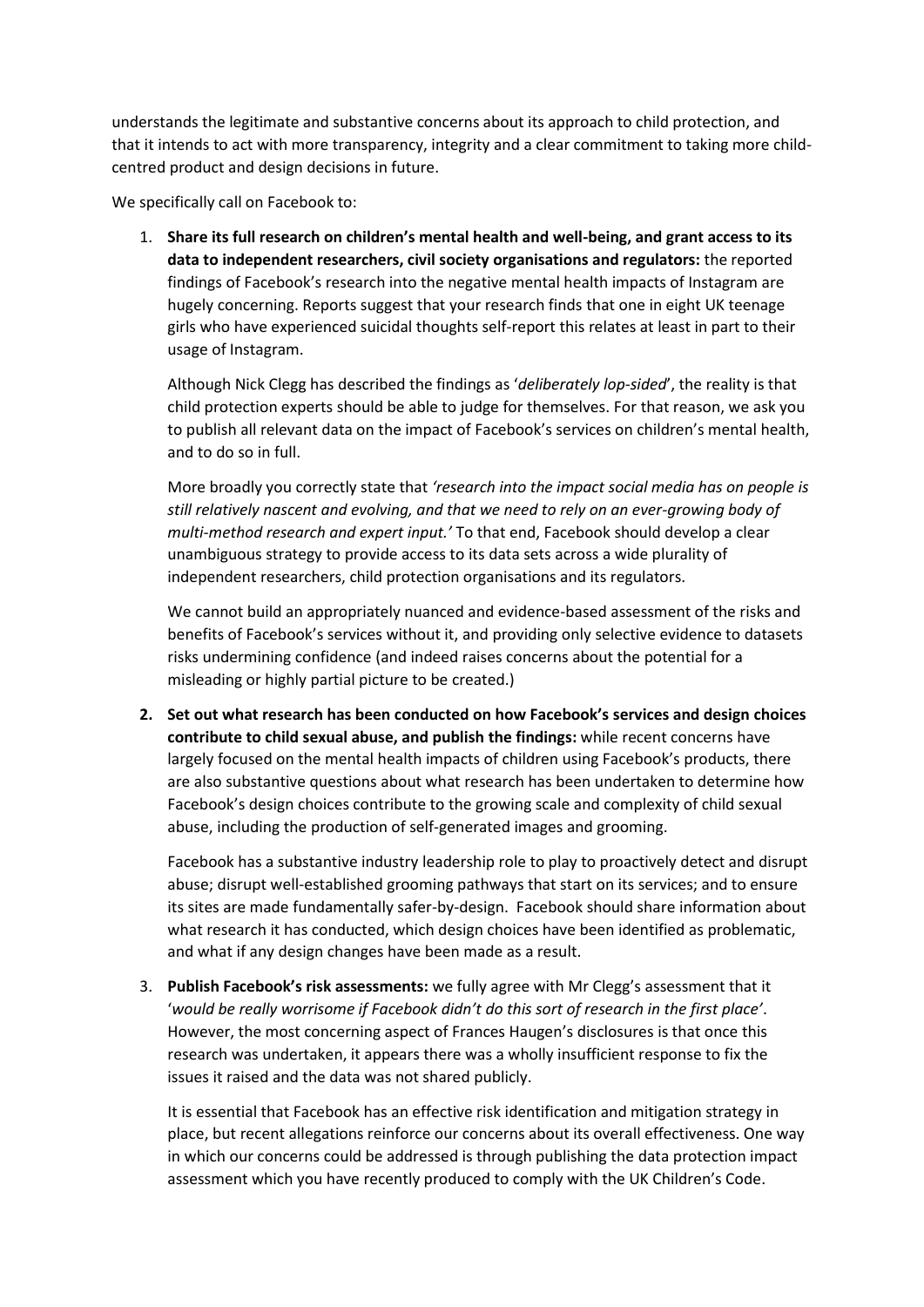understands the legitimate and substantive concerns about its approach to child protection, and that it intends to act with more transparency, integrity and a clear commitment to taking more child-centred product and design decisions in future.

We specifically call on Facebook to:

1. **Share its full research on children's mental health and well-being, and grant access to its data to independent researchers, civil society organisations and regulators:** the reported findings of Facebook's research into the negative mental health impacts of Instagram are hugely concerning. Reports suggest that your research finds that one in eight UK teenage girls who have experienced suicidal thoughts self-report this relates at least in part to their usage of Instagram.

   Although Nick Clegg has described the findings as '*deliberately lop-sided*', the reality is that child protection experts should be able to judge for themselves. For that reason, we ask you to publish all relevant data on the impact of Facebook's services on children's mental health, and to do so in full.

   More broadly you correctly state that *'research into the impact social media has on people is still relatively nascent and evolving, and that we need to rely on an ever-growing body of multi-method research and expert input.'* To that end, Facebook should develop a clear unambiguous strategy to provide access to its data sets across a wide plurality of independent researchers, child protection organisations and its regulators.

   We cannot build an appropriately nuanced and evidence-based assessment of the risks and benefits of Facebook's services without it, and providing only selective evidence to datasets risks undermining confidence (and indeed raises concerns about the potential for a misleading or highly partial picture to be created.)

2. **Set out what research has been conducted on how Facebook's services and design choices contribute to child sexual abuse, and publish the findings:** while recent concerns have largely focused on the mental health impacts of children using Facebook's products, there are also substantive questions about what research has been undertaken to determine how Facebook's design choices contribute to the growing scale and complexity of child sexual abuse, including the production of self-generated images and grooming.

   Facebook has a substantive industry leadership role to play to proactively detect and disrupt abuse; disrupt well-established grooming pathways that start on its services; and to ensure its sites are made fundamentally safer-by-design. Facebook should share information about what research it has conducted, which design choices have been identified as problematic, and what if any design changes have been made as a result.

3. **Publish Facebook's risk assessments:** we fully agree with Mr Clegg's assessment that it '*would be really worrisome if Facebook didn't do this sort of research in the first place'*. However, the most concerning aspect of Frances Haugen's disclosures is that once this research was undertaken, it appears there was a wholly insufficient response to fix the issues it raised and the data was not shared publicly.

   It is essential that Facebook has an effective risk identification and mitigation strategy in place, but recent allegations reinforce our concerns about its overall effectiveness. One way in which our concerns could be addressed is through publishing the data protection impact assessment which you have recently produced to comply with the UK Children's Code.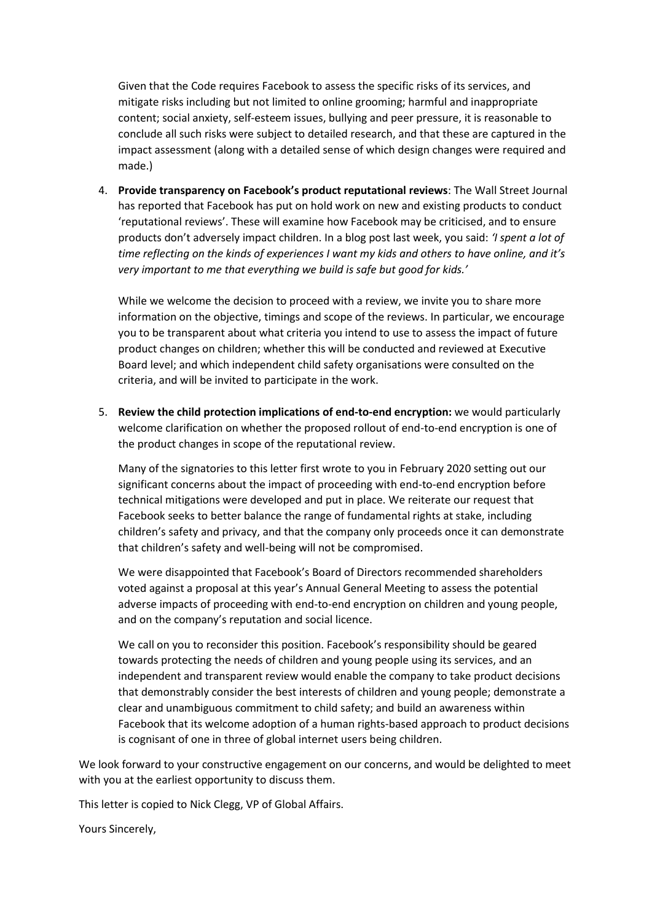Given that the Code requires Facebook to assess the specific risks of its services, and mitigate risks including but not limited to online grooming; harmful and inappropriate content; social anxiety, self-esteem issues, bullying and peer pressure, it is reasonable to conclude all such risks were subject to detailed research, and that these are captured in the impact assessment (along with a detailed sense of which design changes were required and made.)

4. **Provide transparency on Facebook's product reputational reviews**: The Wall Street Journal has reported that Facebook has put on hold work on new and existing products to conduct 'reputational reviews'. These will examine how Facebook may be criticised, and to ensure products don't adversely impact children. In a blog post last week, you said: *'I spent a lot of time reflecting on the kinds of experiences I want my kids and others to have online, and it's very important to me that everything we build is safe but good for kids.'*

   While we welcome the decision to proceed with a review, we invite you to share more information on the objective, timings and scope of the reviews. In particular, we encourage you to be transparent about what criteria you intend to use to assess the impact of future product changes on children; whether this will be conducted and reviewed at Executive Board level; and which independent child safety organisations were consulted on the criteria, and will be invited to participate in the work.

5. **Review the child protection implications of end-to-end encryption:** we would particularly welcome clarification on whether the proposed rollout of end-to-end encryption is one of the product changes in scope of the reputational review.

   Many of the signatories to this letter first wrote to you in February 2020 setting out our significant concerns about the impact of proceeding with end-to-end encryption before technical mitigations were developed and put in place. We reiterate our request that Facebook seeks to better balance the range of fundamental rights at stake, including children's safety and privacy, and that the company only proceeds once it can demonstrate that children's safety and well-being will not be compromised.

   We were disappointed that Facebook's Board of Directors recommended shareholders voted against a proposal at this year's Annual General Meeting to assess the potential adverse impacts of proceeding with end-to-end encryption on children and young people, and on the company's reputation and social licence.

   We call on you to reconsider this position. Facebook's responsibility should be geared towards protecting the needs of children and young people using its services, and an independent and transparent review would enable the company to take product decisions that demonstrably consider the best interests of children and young people; demonstrate a clear and unambiguous commitment to child safety; and build an awareness within Facebook that its welcome adoption of a human rights-based approach to product decisions is cognisant of one in three of global internet users being children.

We look forward to your constructive engagement on our concerns, and would be delighted to meet with you at the earliest opportunity to discuss them.

This letter is copied to Nick Clegg, VP of Global Affairs.

Yours Sincerely,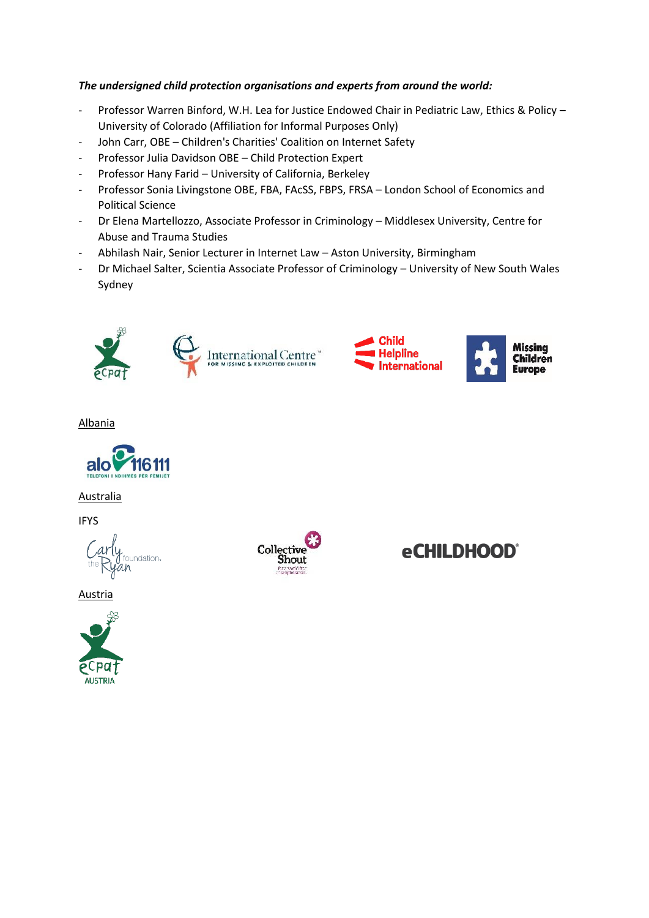***The undersigned child protection organisations and experts from around the world:***

- Professor Warren Binford, W.H. Lea for Justice Endowed Chair in Pediatric Law, Ethics & Policy – University of Colorado (Affiliation for Informal Purposes Only)
- John Carr, OBE – Children's Charities' Coalition on Internet Safety
- Professor Julia Davidson OBE – Child Protection Expert
- Professor Hany Farid – University of California, Berkeley
- Professor Sonia Livingstone OBE, FBA, FAcSS, FBPS, FRSA – London School of Economics and Political Science
- Dr Elena Martellozzo, Associate Professor in Criminology – Middlesex University, Centre for Abuse and Trauma Studies
- Abhilash Nair, Senior Lecturer in Internet Law – Aston University, Birmingham
- Dr Michael Salter, Scientia Associate Professor of Criminology – University of New South Wales Sydney

ecpat

International Centre FOR MISSING & EXPLOITED CHILDREN

Child Helpline International

Missing Children Europe

Albania

alo 116 111 TELEFONI I NDIHMËS PËR FEMIJËT

Australia

IFYS

Carly the Ryan foundation.

Collective Shout

eCHILDHOOD

Austria

ecpat AUSTRIA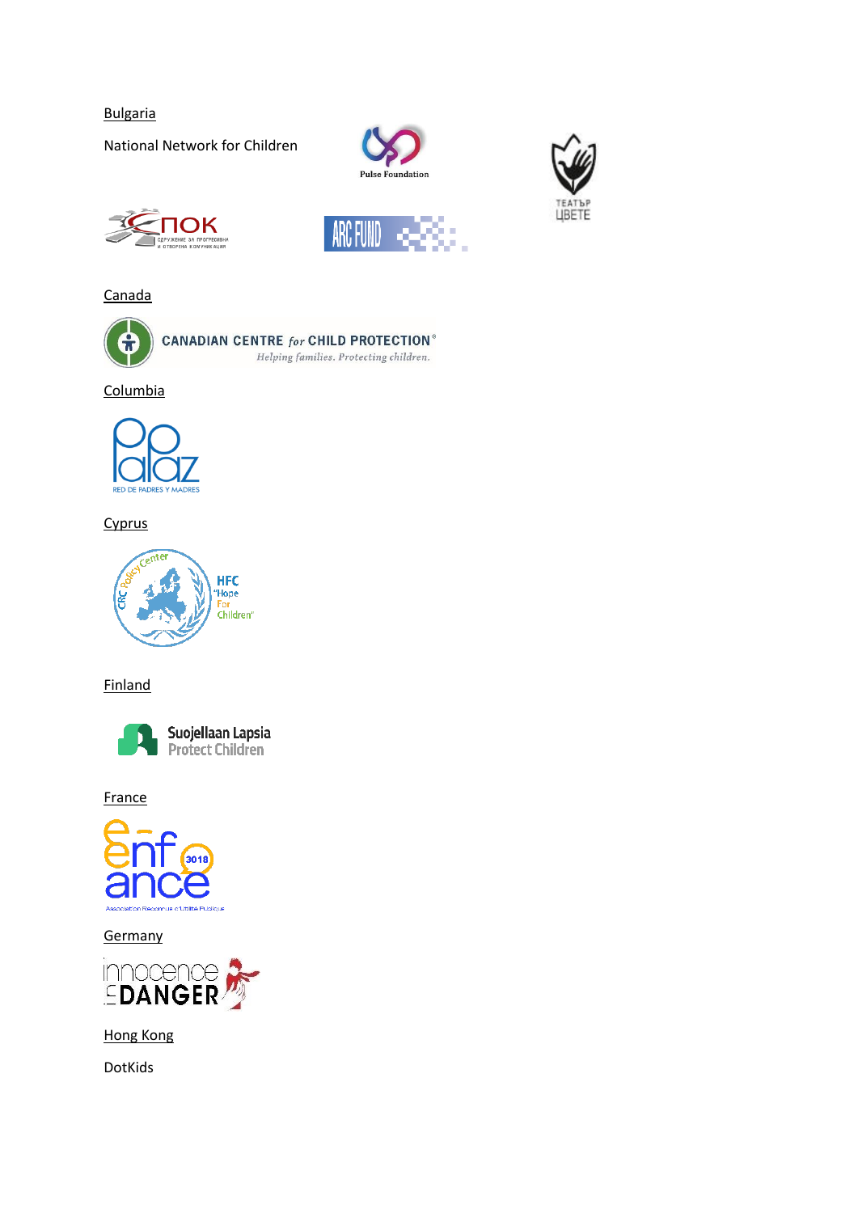Bulgaria

National Network for Children

Canada

Columbia

Cyprus

Finland

France

Germany

Hong Kong

DotKids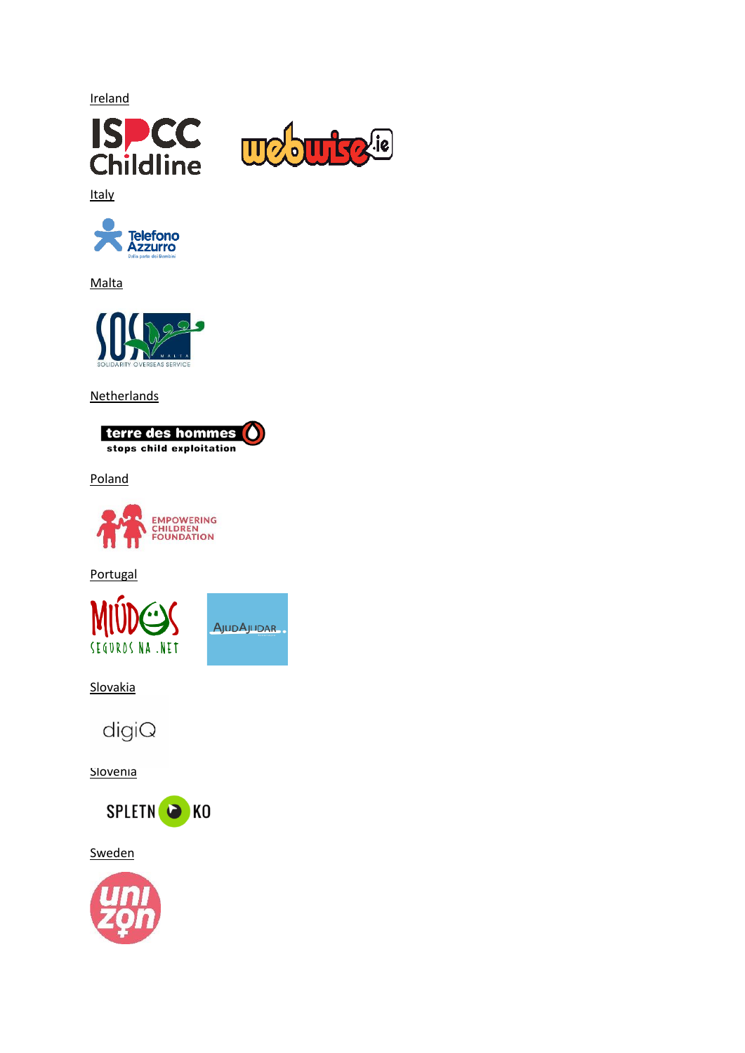Ireland

Italy

Malta

Netherlands

Poland

Portugal

Slovakia

Slovenia

Sweden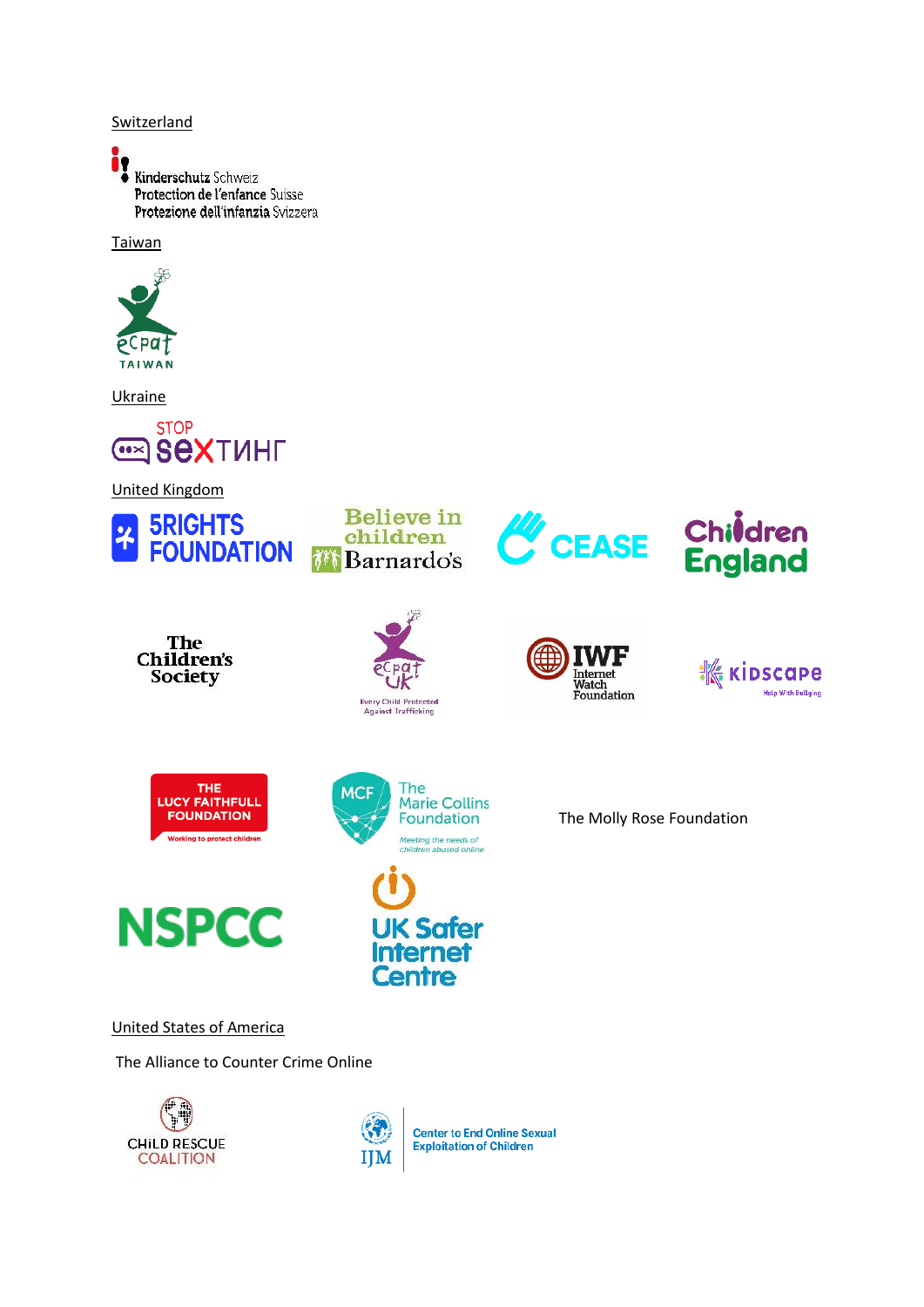Switzerland

Kinderschutz Schweiz
Protection de l'enfance Suisse
Protezione dell'infanzia Svizzera

Taiwan

ecpat TAIWAN

Ukraine

STOP sexтинг

United Kingdom

5RIGHTS FOUNDATION

Believe in children Barnardo's

CEASE

Children England

The Children's Society

ecpat UK Every Child Protected Against Trafficking

IWF Internet Watch Foundation

Kidscape Help With Bullying

THE LUCY FAITHFULL FOUNDATION Working to protect children

MCF The Marie Collins Foundation Meeting the needs of children abused online

The Molly Rose Foundation

NSPCC

UK Safer Internet Centre

United States of America

The Alliance to Counter Crime Online

CHILD RESCUE COALITION

IJM Center to End Online Sexual Exploitation of Children